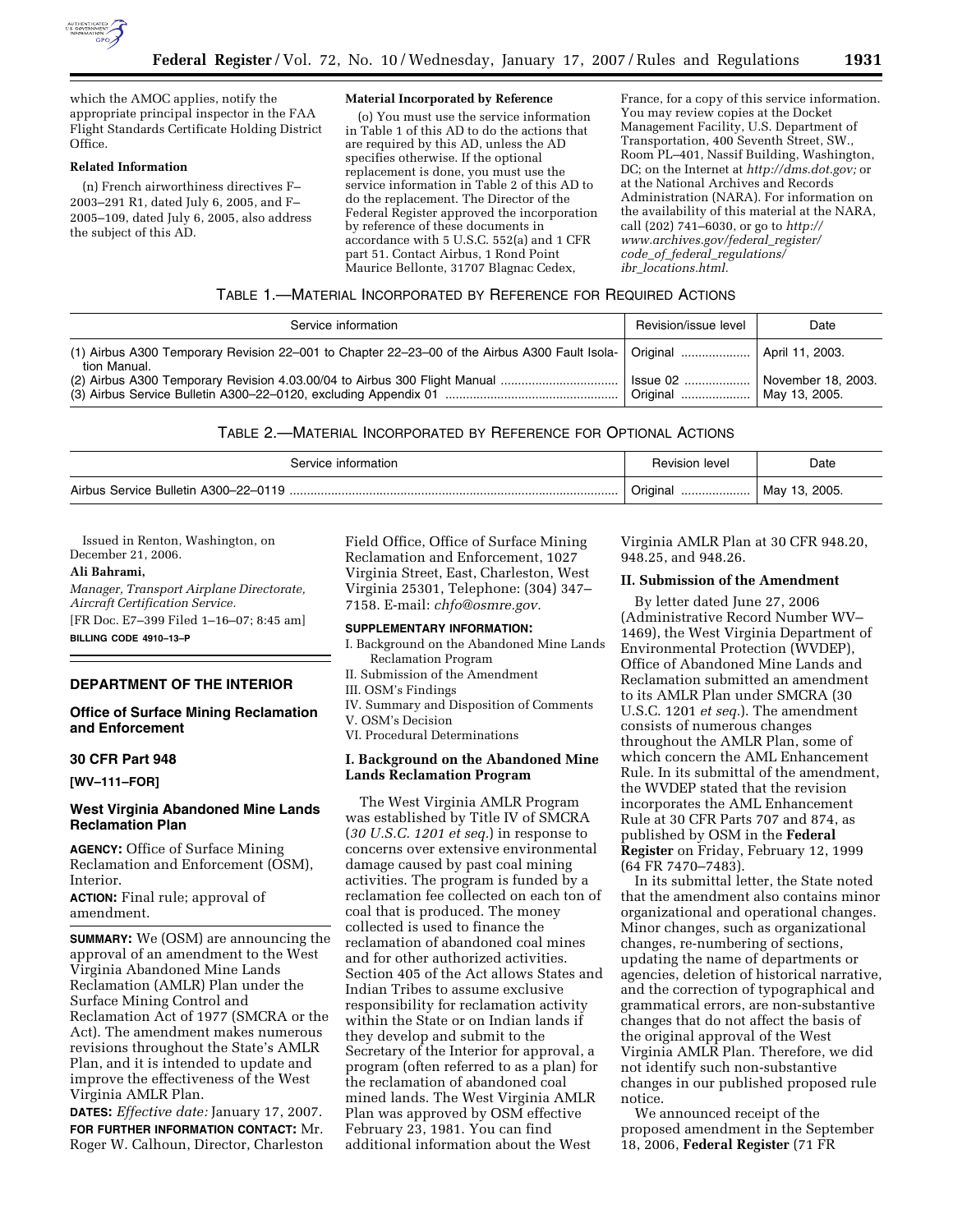which the AMOC applies, notify the appropriate principal inspector in the FAA Flight Standards Certificate Holding District Office.

**Related Information**

(n) French airworthiness directives F–2003–291 R1, dated July 6, 2005, and F–2005–109, dated July 6, 2005, also address the subject of this AD.

**Material Incorporated by Reference**

(o) You must use the service information in Table 1 of this AD to do the actions that are required by this AD, unless the AD specifies otherwise. If the optional replacement is done, you must use the service information in Table 2 of this AD to do the replacement. The Director of the Federal Register approved the incorporation by reference of these documents in accordance with 5 U.S.C. 552(a) and 1 CFR part 51. Contact Airbus, 1 Rond Point Maurice Bellonte, 31707 Blagnac Cedex, France, for a copy of this service information. You may review copies at the Docket Management Facility, U.S. Department of Transportation, 400 Seventh Street, SW., Room PL–401, Nassif Building, Washington, DC; on the Internet at *http://dms.dot.gov;* or at the National Archives and Records Administration (NARA). For information on the availability of this material at the NARA, call (202) 741–6030, or go to *http://www.archives.gov/federal_register/code_of_federal_regulations/ibr_locations.html.*

TABLE 1.—MATERIAL INCORPORATED BY REFERENCE FOR REQUIRED ACTIONS

| Service information | Revision/issue level | Date |
|---|---|---|
| (1) Airbus A300 Temporary Revision 22–001 to Chapter 22–23–00 of the Airbus A300 Fault Isolation Manual. | Original | April 11, 2003. |
| (2) Airbus A300 Temporary Revision 4.03.00/04 to Airbus 300 Flight Manual | Issue 02 | November 18, 2003. |
| (3) Airbus Service Bulletin A300–22–0120, excluding Appendix 01 | Original | May 13, 2005. |

TABLE 2.—MATERIAL INCORPORATED BY REFERENCE FOR OPTIONAL ACTIONS

| Service information | Revision level | Date |
|---|---|---|
| Airbus Service Bulletin A300–22–0119 | Original | May 13, 2005. |

Issued in Renton, Washington, on December 21, 2006.

**Ali Bahrami,**

*Manager, Transport Airplane Directorate, Aircraft Certification Service.*

[FR Doc. E7–399 Filed 1–16–07; 8:45 am]

**BILLING CODE 4910–13–P**

## DEPARTMENT OF THE INTERIOR

### Office of Surface Mining Reclamation and Enforcement

### 30 CFR Part 948

**[WV–111–FOR]**

### West Virginia Abandoned Mine Lands Reclamation Plan

**AGENCY:** Office of Surface Mining Reclamation and Enforcement (OSM), Interior.

**ACTION:** Final rule; approval of amendment.

**SUMMARY:** We (OSM) are announcing the approval of an amendment to the West Virginia Abandoned Mine Lands Reclamation (AMLR) Plan under the Surface Mining Control and Reclamation Act of 1977 (SMCRA or the Act). The amendment makes numerous revisions throughout the State's AMLR Plan, and it is intended to update and improve the effectiveness of the West Virginia AMLR Plan.

**DATES:** *Effective date:* January 17, 2007.

**FOR FURTHER INFORMATION CONTACT:** Mr. Roger W. Calhoun, Director, Charleston Field Office, Office of Surface Mining Reclamation and Enforcement, 1027 Virginia Street, East, Charleston, West Virginia 25301, Telephone: (304) 347–7158. E-mail: *chfo@osmre.gov.*

**SUPPLEMENTARY INFORMATION:**

I. Background on the Abandoned Mine Lands Reclamation Program
II. Submission of the Amendment
III. OSM's Findings
IV. Summary and Disposition of Comments
V. OSM's Decision
VI. Procedural Determinations

**I. Background on the Abandoned Mine Lands Reclamation Program**

The West Virginia AMLR Program was established by Title IV of SMCRA (*30 U.S.C. 1201 et seq.*) in response to concerns over extensive environmental damage caused by past coal mining activities. The program is funded by a reclamation fee collected on each ton of coal that is produced. The money collected is used to finance the reclamation of abandoned coal mines and for other authorized activities. Section 405 of the Act allows States and Indian Tribes to assume exclusive responsibility for reclamation activity within the State or on Indian lands if they develop and submit to the Secretary of the Interior for approval, a program (often referred to as a plan) for the reclamation of abandoned coal mined lands. The West Virginia AMLR Plan was approved by OSM effective February 23, 1981. You can find additional information about the West Virginia AMLR Plan at 30 CFR 948.20, 948.25, and 948.26.

**II. Submission of the Amendment**

By letter dated June 27, 2006 (Administrative Record Number WV–1469), the West Virginia Department of Environmental Protection (WVDEP), Office of Abandoned Mine Lands and Reclamation submitted an amendment to its AMLR Plan under SMCRA (30 U.S.C. 1201 *et seq.*). The amendment consists of numerous changes throughout the AMLR Plan, some of which concern the AML Enhancement Rule. In its submittal of the amendment, the WVDEP stated that the revision incorporates the AML Enhancement Rule at 30 CFR Parts 707 and 874, as published by OSM in the **Federal Register** on Friday, February 12, 1999 (64 FR 7470–7483).

In its submittal letter, the State noted that the amendment also contains minor organizational and operational changes. Minor changes, such as organizational changes, re-numbering of sections, updating the name of departments or agencies, deletion of historical narrative, and the correction of typographical and grammatical errors, are non-substantive changes that do not affect the basis of the original approval of the West Virginia AMLR Plan. Therefore, we did not identify such non-substantive changes in our published proposed rule notice.

We announced receipt of the proposed amendment in the September 18, 2006, **Federal Register** (71 FR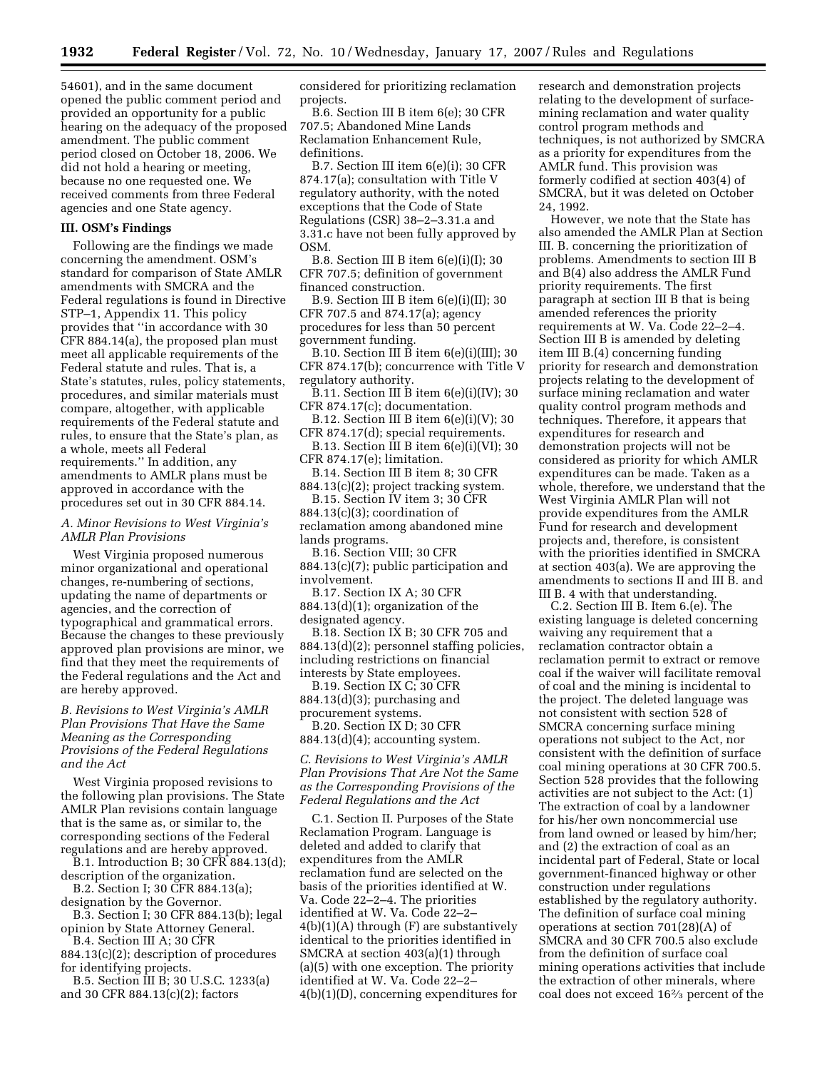54601), and in the same document opened the public comment period and provided an opportunity for a public hearing on the adequacy of the proposed amendment. The public comment period closed on October 18, 2006. We did not hold a hearing or meeting, because no one requested one. We received comments from three Federal agencies and one State agency.

## III. OSM's Findings

Following are the findings we made concerning the amendment. OSM's standard for comparison of State AMLR amendments with SMCRA and the Federal regulations is found in Directive STP–1, Appendix 11. This policy provides that ''in accordance with 30 CFR 884.14(a), the proposed plan must meet all applicable requirements of the Federal statute and rules. That is, a State's statutes, rules, policy statements, procedures, and similar materials must compare, altogether, with applicable requirements of the Federal statute and rules, to ensure that the State's plan, as a whole, meets all Federal requirements.'' In addition, any amendments to AMLR plans must be approved in accordance with the procedures set out in 30 CFR 884.14.

### *A. Minor Revisions to West Virginia's AMLR Plan Provisions*

West Virginia proposed numerous minor organizational and operational changes, re-numbering of sections, updating the name of departments or agencies, and the correction of typographical and grammatical errors. Because the changes to these previously approved plan provisions are minor, we find that they meet the requirements of the Federal regulations and the Act and are hereby approved.

### *B. Revisions to West Virginia's AMLR Plan Provisions That Have the Same Meaning as the Corresponding Provisions of the Federal Regulations and the Act*

West Virginia proposed revisions to the following plan provisions. The State AMLR Plan revisions contain language that is the same as, or similar to, the corresponding sections of the Federal regulations and are hereby approved.

B.1. Introduction B; 30 CFR 884.13(d); description of the organization.

B.2. Section I; 30 CFR 884.13(a); designation by the Governor.

B.3. Section I; 30 CFR 884.13(b); legal opinion by State Attorney General.

B.4. Section III A; 30 CFR 884.13(c)(2); description of procedures for identifying projects.

B.5. Section III B; 30 U.S.C. 1233(a) and 30 CFR 884.13(c)(2); factors considered for prioritizing reclamation projects.

B.6. Section III B item 6(e); 30 CFR 707.5; Abandoned Mine Lands Reclamation Enhancement Rule, definitions.

B.7. Section III item 6(e)(i); 30 CFR 874.17(a); consultation with Title V regulatory authority, with the noted exceptions that the Code of State Regulations (CSR) 38–2–3.31.a and 3.31.c have not been fully approved by OSM.

B.8. Section III B item 6(e)(i)(I); 30 CFR 707.5; definition of government financed construction.

B.9. Section III B item 6(e)(i)(II); 30 CFR 707.5 and 874.17(a); agency procedures for less than 50 percent government funding.

B.10. Section III B item 6(e)(i)(III); 30 CFR 874.17(b); concurrence with Title V regulatory authority.

B.11. Section III B item 6(e)(i)(IV); 30 CFR 874.17(c); documentation.

B.12. Section III B item 6(e)(i)(V); 30 CFR 874.17(d); special requirements.

B.13. Section III B item 6(e)(i)(VI); 30 CFR 874.17(e); limitation.

B.14. Section III B item 8; 30 CFR 884.13(c)(2); project tracking system.

B.15. Section IV item 3; 30 CFR 884.13(c)(3); coordination of reclamation among abandoned mine lands programs.

B.16. Section VIII; 30 CFR 884.13(c)(7); public participation and involvement.

B.17. Section IX A; 30 CFR 884.13(d)(1); organization of the designated agency.

B.18. Section IX B; 30 CFR 705 and 884.13(d)(2); personnel staffing policies, including restrictions on financial interests by State employees.

B.19. Section IX C; 30 CFR 884.13(d)(3); purchasing and procurement systems.

B.20. Section IX D; 30 CFR 884.13(d)(4); accounting system.

### *C. Revisions to West Virginia's AMLR Plan Provisions That Are Not the Same as the Corresponding Provisions of the Federal Regulations and the Act*

C.1. Section II. Purposes of the State Reclamation Program. Language is deleted and added to clarify that expenditures from the AMLR reclamation fund are selected on the basis of the priorities identified at W. Va. Code 22–2–4. The priorities identified at W. Va. Code 22–2–4(b)(1)(A) through (F) are substantively identical to the priorities identified in SMCRA at section 403(a)(1) through (a)(5) with one exception. The priority identified at W. Va. Code 22–2–4(b)(1)(D), concerning expenditures for research and demonstration projects relating to the development of surface-mining reclamation and water quality control program methods and techniques, is not authorized by SMCRA as a priority for expenditures from the AMLR fund. This provision was formerly codified at section 403(4) of SMCRA, but it was deleted on October 24, 1992.

However, we note that the State has also amended the AMLR Plan at Section III. B. concerning the prioritization of problems. Amendments to section III B and B(4) also address the AMLR Fund priority requirements. The first paragraph at section III B that is being amended references the priority requirements at W. Va. Code 22–2–4. Section III B is amended by deleting item III B.(4) concerning funding priority for research and demonstration projects relating to the development of surface mining reclamation and water quality control program methods and techniques. Therefore, it appears that expenditures for research and demonstration projects will not be considered as priority for which AMLR expenditures can be made. Taken as a whole, therefore, we understand that the West Virginia AMLR Plan will not provide expenditures from the AMLR Fund for research and development projects and, therefore, is consistent with the priorities identified in SMCRA at section 403(a). We are approving the amendments to sections II and III B. and III B. 4 with that understanding.

C.2. Section III B. Item 6.(e). The existing language is deleted concerning waiving any requirement that a reclamation contractor obtain a reclamation permit to extract or remove coal if the waiver will facilitate removal of coal and the mining is incidental to the project. The deleted language was not consistent with section 528 of SMCRA concerning surface mining operations not subject to the Act, nor consistent with the definition of surface coal mining operations at 30 CFR 700.5. Section 528 provides that the following activities are not subject to the Act: (1) The extraction of coal by a landowner for his/her own noncommercial use from land owned or leased by him/her; and (2) the extraction of coal as an incidental part of Federal, State or local government-financed highway or other construction under regulations established by the regulatory authority. The definition of surface coal mining operations at section 701(28)(A) of SMCRA and 30 CFR 700.5 also exclude from the definition of surface coal mining operations activities that include the extraction of other minerals, where coal does not exceed 16⅔ percent of the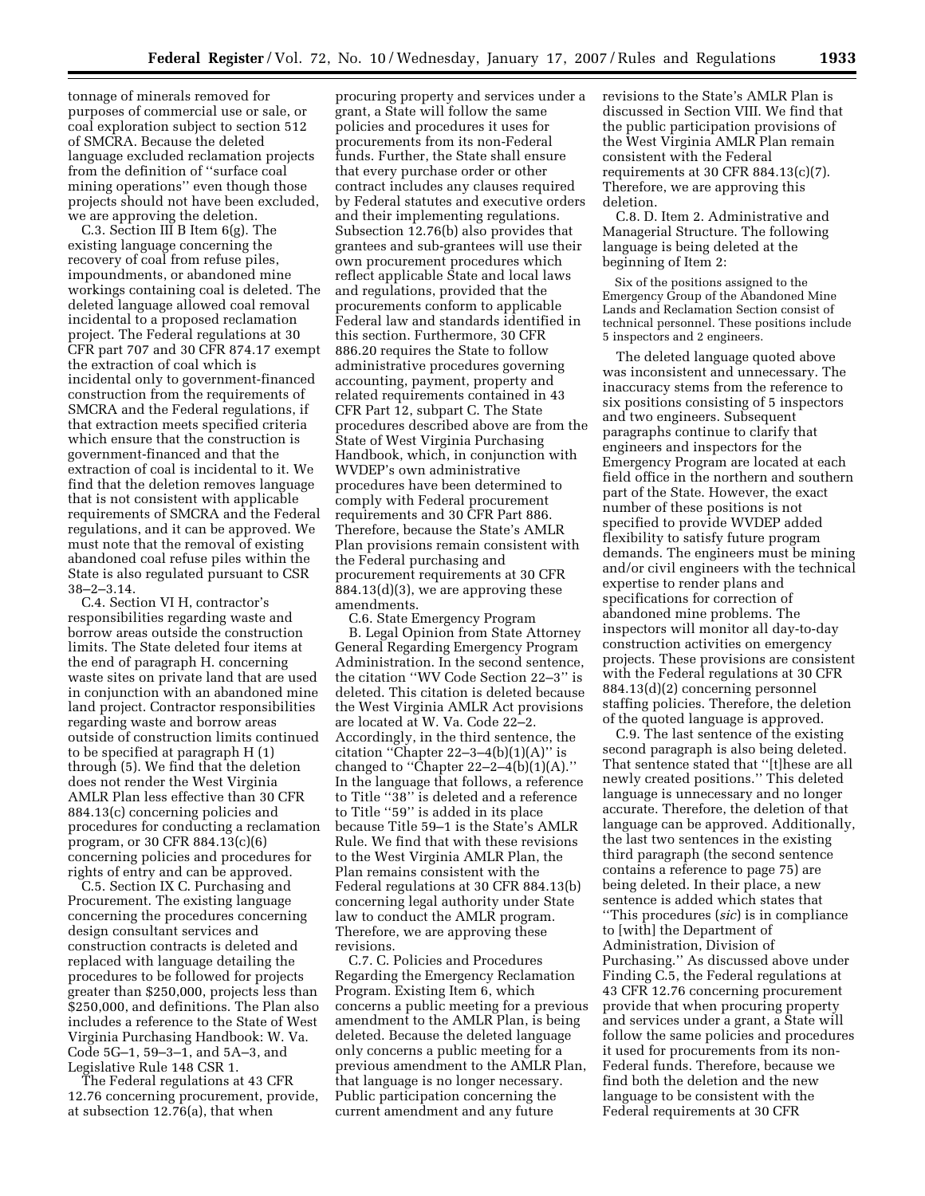tonnage of minerals removed for purposes of commercial use or sale, or coal exploration subject to section 512 of SMCRA. Because the deleted language excluded reclamation projects from the definition of ''surface coal mining operations'' even though those projects should not have been excluded, we are approving the deletion.

C.3. Section III B Item 6(g). The existing language concerning the recovery of coal from refuse piles, impoundments, or abandoned mine workings containing coal is deleted. The deleted language allowed coal removal incidental to a proposed reclamation project. The Federal regulations at 30 CFR part 707 and 30 CFR 874.17 exempt the extraction of coal which is incidental only to government-financed construction from the requirements of SMCRA and the Federal regulations, if that extraction meets specified criteria which ensure that the construction is government-financed and that the extraction of coal is incidental to it. We find that the deletion removes language that is not consistent with applicable requirements of SMCRA and the Federal regulations, and it can be approved. We must note that the removal of existing abandoned coal refuse piles within the State is also regulated pursuant to CSR 38–2–3.14.

C.4. Section VI H, contractor's responsibilities regarding waste and borrow areas outside the construction limits. The State deleted four items at the end of paragraph H. concerning waste sites on private land that are used in conjunction with an abandoned mine land project. Contractor responsibilities regarding waste and borrow areas outside of construction limits continued to be specified at paragraph H (1) through (5). We find that the deletion does not render the West Virginia AMLR Plan less effective than 30 CFR 884.13(c) concerning policies and procedures for conducting a reclamation program, or 30 CFR 884.13(c)(6) concerning policies and procedures for rights of entry and can be approved.

C.5. Section IX C. Purchasing and Procurement. The existing language concerning the procedures concerning design consultant services and construction contracts is deleted and replaced with language detailing the procedures to be followed for projects greater than $250,000, projects less than $250,000, and definitions. The Plan also includes a reference to the State of West Virginia Purchasing Handbook: W. Va. Code 5G–1, 59–3–1, and 5A–3, and Legislative Rule 148 CSR 1.

The Federal regulations at 43 CFR 12.76 concerning procurement, provide, at subsection 12.76(a), that when procuring property and services under a grant, a State will follow the same policies and procedures it uses for procurements from its non-Federal funds. Further, the State shall ensure that every purchase order or other contract includes any clauses required by Federal statutes and executive orders and their implementing regulations. Subsection 12.76(b) also provides that grantees and sub-grantees will use their own procurement procedures which reflect applicable State and local laws and regulations, provided that the procurements conform to applicable Federal law and standards identified in this section. Furthermore, 30 CFR 886.20 requires the State to follow administrative procedures governing accounting, payment, property and related requirements contained in 43 CFR Part 12, subpart C. The State procedures described above are from the State of West Virginia Purchasing Handbook, which, in conjunction with WVDEP's own administrative procedures have been determined to comply with Federal procurement requirements and 30 CFR Part 886. Therefore, because the State's AMLR Plan provisions remain consistent with the Federal purchasing and procurement requirements at 30 CFR 884.13(d)(3), we are approving these amendments.

C.6. State Emergency Program

B. Legal Opinion from State Attorney General Regarding Emergency Program Administration. In the second sentence, the citation ''WV Code Section 22–3'' is deleted. This citation is deleted because the West Virginia AMLR Act provisions are located at W. Va. Code 22–2. Accordingly, in the third sentence, the citation ''Chapter 22–3–4(b)(1)(A)'' is changed to ''Chapter 22–2–4(b)(1)(A).'' In the language that follows, a reference to Title ''38'' is deleted and a reference to Title ''59'' is added in its place because Title 59–1 is the State's AMLR Rule. We find that with these revisions to the West Virginia AMLR Plan, the Plan remains consistent with the Federal regulations at 30 CFR 884.13(b) concerning legal authority under State law to conduct the AMLR program. Therefore, we are approving these revisions.

C.7. C. Policies and Procedures Regarding the Emergency Reclamation Program. Existing Item 6, which concerns a public meeting for a previous amendment to the AMLR Plan, is being deleted. Because the deleted language only concerns a public meeting for a previous amendment to the AMLR Plan, that language is no longer necessary. Public participation concerning the current amendment and any future revisions to the State's AMLR Plan is discussed in Section VIII. We find that the public participation provisions of the West Virginia AMLR Plan remain consistent with the Federal requirements at 30 CFR 884.13(c)(7). Therefore, we are approving this deletion.

C.8. D. Item 2. Administrative and Managerial Structure. The following language is being deleted at the beginning of Item 2:

> Six of the positions assigned to the Emergency Group of the Abandoned Mine Lands and Reclamation Section consist of technical personnel. These positions include 5 inspectors and 2 engineers.

The deleted language quoted above was inconsistent and unnecessary. The inaccuracy stems from the reference to six positions consisting of 5 inspectors and two engineers. Subsequent paragraphs continue to clarify that engineers and inspectors for the Emergency Program are located at each field office in the northern and southern part of the State. However, the exact number of these positions is not specified to provide WVDEP added flexibility to satisfy future program demands. The engineers must be mining and/or civil engineers with the technical expertise to render plans and specifications for correction of abandoned mine problems. The inspectors will monitor all day-to-day construction activities on emergency projects. These provisions are consistent with the Federal regulations at 30 CFR 884.13(d)(2) concerning personnel staffing policies. Therefore, the deletion of the quoted language is approved.

C.9. The last sentence of the existing second paragraph is also being deleted. That sentence stated that ''[t]hese are all newly created positions.'' This deleted language is unnecessary and no longer accurate. Therefore, the deletion of that language can be approved. Additionally, the last two sentences in the existing third paragraph (the second sentence contains a reference to page 75) are being deleted. In their place, a new sentence is added which states that ''This procedures (*sic*) is in compliance to [with] the Department of Administration, Division of Purchasing.'' As discussed above under Finding C.5, the Federal regulations at 43 CFR 12.76 concerning procurement provide that when procuring property and services under a grant, a State will follow the same policies and procedures it used for procurements from its non-Federal funds. Therefore, because we find both the deletion and the new language to be consistent with the Federal requirements at 30 CFR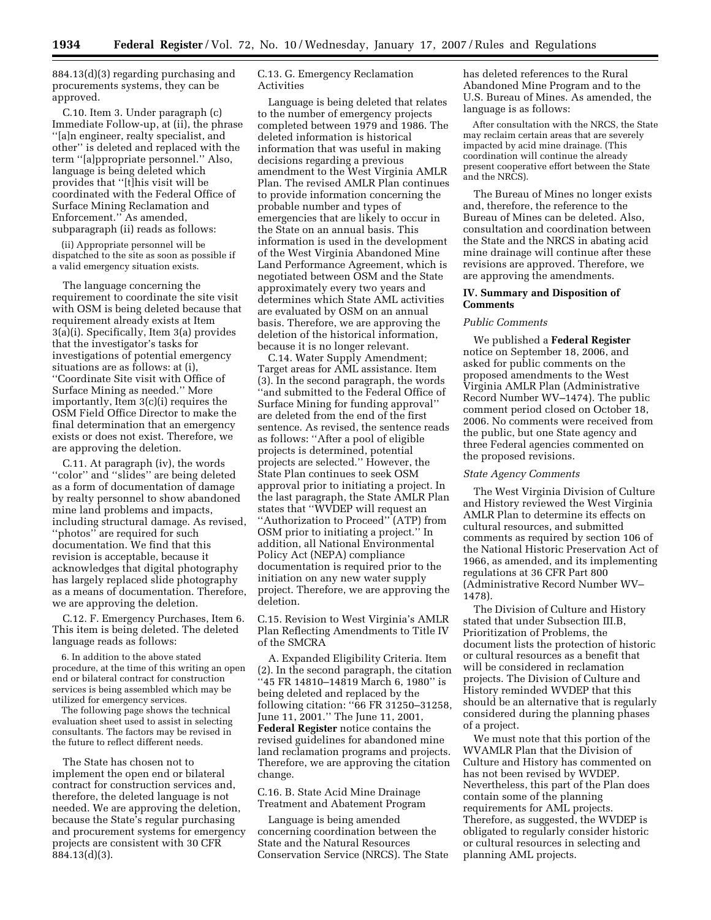884.13(d)(3) regarding purchasing and procurements systems, they can be approved.

C.10. Item 3. Under paragraph (c) Immediate Follow-up, at (ii), the phrase ''[a]n engineer, realty specialist, and other'' is deleted and replaced with the term ''[a]ppropriate personnel.'' Also, language is being deleted which provides that ''[t]his visit will be coordinated with the Federal Office of Surface Mining Reclamation and Enforcement.'' As amended, subparagraph (ii) reads as follows:

> (ii) Appropriate personnel will be dispatched to the site as soon as possible if a valid emergency situation exists.

The language concerning the requirement to coordinate the site visit with OSM is being deleted because that requirement already exists at Item 3(a)(i). Specifically, Item 3(a) provides that the investigator's tasks for investigations of potential emergency situations are as follows: at (i), ''Coordinate Site visit with Office of Surface Mining as needed.'' More importantly, Item 3(c)(i) requires the OSM Field Office Director to make the final determination that an emergency exists or does not exist. Therefore, we are approving the deletion.

C.11. At paragraph (iv), the words ''color'' and ''slides'' are being deleted as a form of documentation of damage by realty personnel to show abandoned mine land problems and impacts, including structural damage. As revised, ''photos'' are required for such documentation. We find that this revision is acceptable, because it acknowledges that digital photography has largely replaced slide photography as a means of documentation. Therefore, we are approving the deletion.

C.12. F. Emergency Purchases, Item 6. This item is being deleted. The deleted language reads as follows:

> 6. In addition to the above stated procedure, at the time of this writing an open end or bilateral contract for construction services is being assembled which may be utilized for emergency services.
>
> The following page shows the technical evaluation sheet used to assist in selecting consultants. The factors may be revised in the future to reflect different needs.

The State has chosen not to implement the open end or bilateral contract for construction services and, therefore, the deleted language is not needed. We are approving the deletion, because the State's regular purchasing and procurement systems for emergency projects are consistent with 30 CFR 884.13(d)(3).

C.13. G. Emergency Reclamation Activities

Language is being deleted that relates to the number of emergency projects completed between 1979 and 1986. The deleted information is historical information that was useful in making decisions regarding a previous amendment to the West Virginia AMLR Plan. The revised AMLR Plan continues to provide information concerning the probable number and types of emergencies that are likely to occur in the State on an annual basis. This information is used in the development of the West Virginia Abandoned Mine Land Performance Agreement, which is negotiated between OSM and the State approximately every two years and determines which State AML activities are evaluated by OSM on an annual basis. Therefore, we are approving the deletion of the historical information, because it is no longer relevant.

C.14. Water Supply Amendment; Target areas for AML assistance. Item (3). In the second paragraph, the words ''and submitted to the Federal Office of Surface Mining for funding approval'' are deleted from the end of the first sentence. As revised, the sentence reads as follows: ''After a pool of eligible projects is determined, potential projects are selected.'' However, the State Plan continues to seek OSM approval prior to initiating a project. In the last paragraph, the State AMLR Plan states that ''WVDEP will request an ''Authorization to Proceed'' (ATP) from OSM prior to initiating a project.'' In addition, all National Environmental Policy Act (NEPA) compliance documentation is required prior to the initiation on any new water supply project. Therefore, we are approving the deletion.

C.15. Revision to West Virginia's AMLR Plan Reflecting Amendments to Title IV of the SMCRA

A. Expanded Eligibility Criteria. Item (2). In the second paragraph, the citation ''45 FR 14810–14819 March 6, 1980'' is being deleted and replaced by the following citation: ''66 FR 31250–31258, June 11, 2001.'' The June 11, 2001, **Federal Register** notice contains the revised guidelines for abandoned mine land reclamation programs and projects. Therefore, we are approving the citation change.

C.16. B. State Acid Mine Drainage Treatment and Abatement Program

Language is being amended concerning coordination between the State and the Natural Resources Conservation Service (NRCS). The State has deleted references to the Rural Abandoned Mine Program and to the U.S. Bureau of Mines. As amended, the language is as follows:

> After consultation with the NRCS, the State may reclaim certain areas that are severely impacted by acid mine drainage. (This coordination will continue the already present cooperative effort between the State and the NRCS).

The Bureau of Mines no longer exists and, therefore, the reference to the Bureau of Mines can be deleted. Also, consultation and coordination between the State and the NRCS in abating acid mine drainage will continue after these revisions are approved. Therefore, we are approving the amendments.

## IV. Summary and Disposition of Comments

*Public Comments*

We published a **Federal Register** notice on September 18, 2006, and asked for public comments on the proposed amendments to the West Virginia AMLR Plan (Administrative Record Number WV–1474). The public comment period closed on October 18, 2006. No comments were received from the public, but one State agency and three Federal agencies commented on the proposed revisions.

*State Agency Comments*

The West Virginia Division of Culture and History reviewed the West Virginia AMLR Plan to determine its effects on cultural resources, and submitted comments as required by section 106 of the National Historic Preservation Act of 1966, as amended, and its implementing regulations at 36 CFR Part 800 (Administrative Record Number WV–1478).

The Division of Culture and History stated that under Subsection III.B, Prioritization of Problems, the document lists the protection of historic or cultural resources as a benefit that will be considered in reclamation projects. The Division of Culture and History reminded WVDEP that this should be an alternative that is regularly considered during the planning phases of a project.

We must note that this portion of the WVAMLR Plan that the Division of Culture and History has commented on has not been revised by WVDEP. Nevertheless, this part of the Plan does contain some of the planning requirements for AML projects. Therefore, as suggested, the WVDEP is obligated to regularly consider historic or cultural resources in selecting and planning AML projects.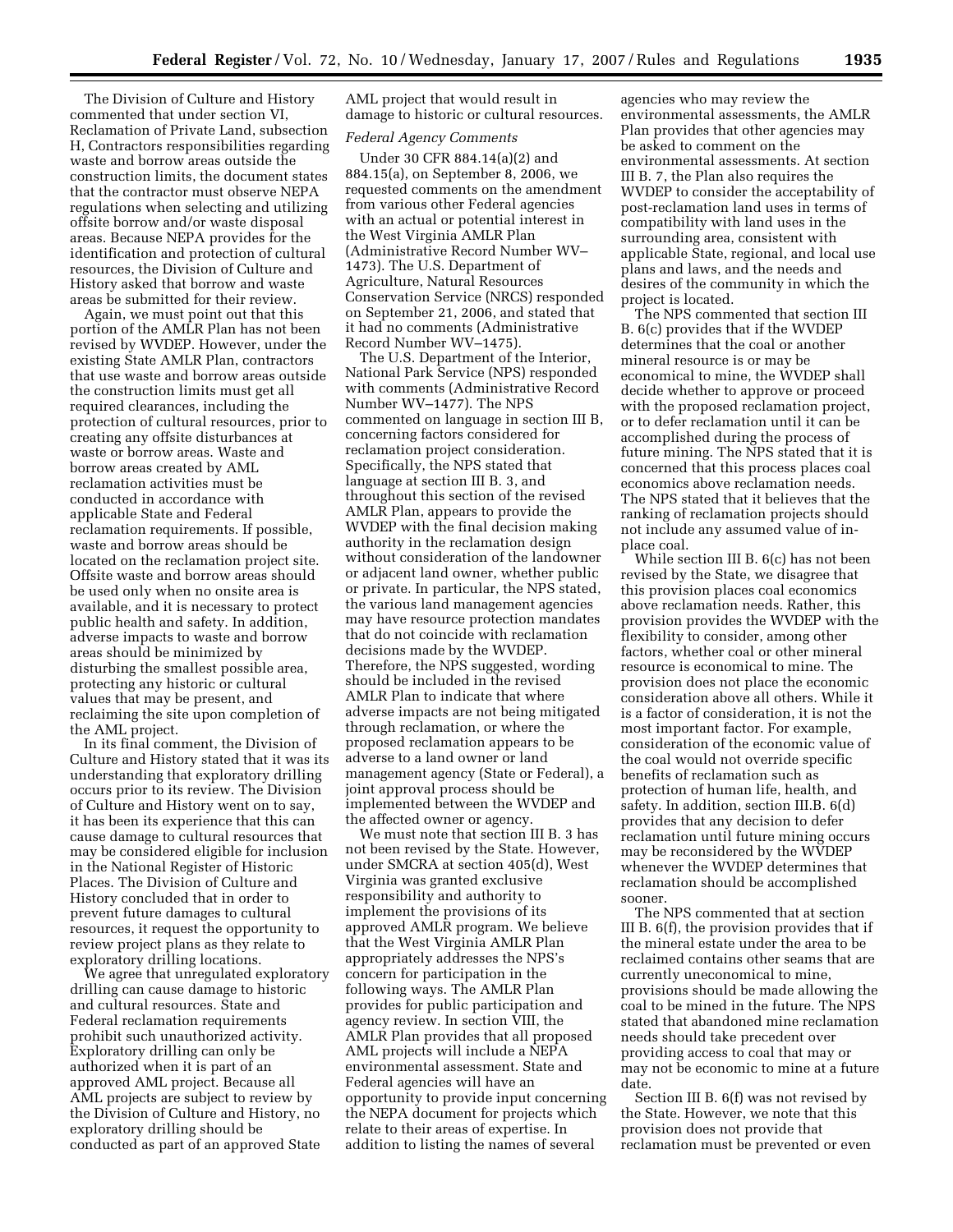The Division of Culture and History commented that under section VI, Reclamation of Private Land, subsection H, Contractors responsibilities regarding waste and borrow areas outside the construction limits, the document states that the contractor must observe NEPA regulations when selecting and utilizing offsite borrow and/or waste disposal areas. Because NEPA provides for the identification and protection of cultural resources, the Division of Culture and History asked that borrow and waste areas be submitted for their review.

Again, we must point out that this portion of the AMLR Plan has not been revised by WVDEP. However, under the existing State AMLR Plan, contractors that use waste and borrow areas outside the construction limits must get all required clearances, including the protection of cultural resources, prior to creating any offsite disturbances at waste or borrow areas. Waste and borrow areas created by AML reclamation activities must be conducted in accordance with applicable State and Federal reclamation requirements. If possible, waste and borrow areas should be located on the reclamation project site. Offsite waste and borrow areas should be used only when no onsite area is available, and it is necessary to protect public health and safety. In addition, adverse impacts to waste and borrow areas should be minimized by disturbing the smallest possible area, protecting any historic or cultural values that may be present, and reclaiming the site upon completion of the AML project.

In its final comment, the Division of Culture and History stated that it was its understanding that exploratory drilling occurs prior to its review. The Division of Culture and History went on to say, it has been its experience that this can cause damage to cultural resources that may be considered eligible for inclusion in the National Register of Historic Places. The Division of Culture and History concluded that in order to prevent future damages to cultural resources, it request the opportunity to review project plans as they relate to exploratory drilling locations.

We agree that unregulated exploratory drilling can cause damage to historic and cultural resources. State and Federal reclamation requirements prohibit such unauthorized activity. Exploratory drilling can only be authorized when it is part of an approved AML project. Because all AML projects are subject to review by the Division of Culture and History, no exploratory drilling should be conducted as part of an approved State AML project that would result in damage to historic or cultural resources.

*Federal Agency Comments*

Under 30 CFR 884.14(a)(2) and 884.15(a), on September 8, 2006, we requested comments on the amendment from various other Federal agencies with an actual or potential interest in the West Virginia AMLR Plan (Administrative Record Number WV–1473). The U.S. Department of Agriculture, Natural Resources Conservation Service (NRCS) responded on September 21, 2006, and stated that it had no comments (Administrative Record Number WV–1475).

The U.S. Department of the Interior, National Park Service (NPS) responded with comments (Administrative Record Number WV–1477). The NPS commented on language in section III B, concerning factors considered for reclamation project consideration. Specifically, the NPS stated that language at section III B. 3, and throughout this section of the revised AMLR Plan, appears to provide the WVDEP with the final decision making authority in the reclamation design without consideration of the landowner or adjacent land owner, whether public or private. In particular, the NPS stated, the various land management agencies may have resource protection mandates that do not coincide with reclamation decisions made by the WVDEP. Therefore, the NPS suggested, wording should be included in the revised AMLR Plan to indicate that where adverse impacts are not being mitigated through reclamation, or where the proposed reclamation appears to be adverse to a land owner or land management agency (State or Federal), a joint approval process should be implemented between the WVDEP and the affected owner or agency.

We must note that section III B. 3 has not been revised by the State. However, under SMCRA at section 405(d), West Virginia was granted exclusive responsibility and authority to implement the provisions of its approved AMLR program. We believe that the West Virginia AMLR Plan appropriately addresses the NPS's concern for participation in the following ways. The AMLR Plan provides for public participation and agency review. In section VIII, the AMLR Plan provides that all proposed AML projects will include a NEPA environmental assessment. State and Federal agencies will have an opportunity to provide input concerning the NEPA document for projects which relate to their areas of expertise. In addition to listing the names of several agencies who may review the environmental assessments, the AMLR Plan provides that other agencies may be asked to comment on the environmental assessments. At section III B. 7, the Plan also requires the WVDEP to consider the acceptability of post-reclamation land uses in terms of compatibility with land uses in the surrounding area, consistent with applicable State, regional, and local use plans and laws, and the needs and desires of the community in which the project is located.

The NPS commented that section III B. 6(c) provides that if the WVDEP determines that the coal or another mineral resource is or may be economical to mine, the WVDEP shall decide whether to approve or proceed with the proposed reclamation project, or to defer reclamation until it can be accomplished during the process of future mining. The NPS stated that it is concerned that this process places coal economics above reclamation needs. The NPS stated that it believes that the ranking of reclamation projects should not include any assumed value of in-place coal.

While section III B. 6(c) has not been revised by the State, we disagree that this provision places coal economics above reclamation needs. Rather, this provision provides the WVDEP with the flexibility to consider, among other factors, whether coal or other mineral resource is economical to mine. The provision does not place the economic consideration above all others. While it is a factor of consideration, it is not the most important factor. For example, consideration of the economic value of the coal would not override specific benefits of reclamation such as protection of human life, health, and safety. In addition, section III.B. 6(d) provides that any decision to defer reclamation until future mining occurs may be reconsidered by the WVDEP whenever the WVDEP determines that reclamation should be accomplished sooner.

The NPS commented that at section III B. 6(f), the provision provides that if the mineral estate under the area to be reclaimed contains other seams that are currently uneconomical to mine, provisions should be made allowing the coal to be mined in the future. The NPS stated that abandoned mine reclamation needs should take precedent over providing access to coal that may or may not be economic to mine at a future date.

Section III B. 6(f) was not revised by the State. However, we note that this provision does not provide that reclamation must be prevented or even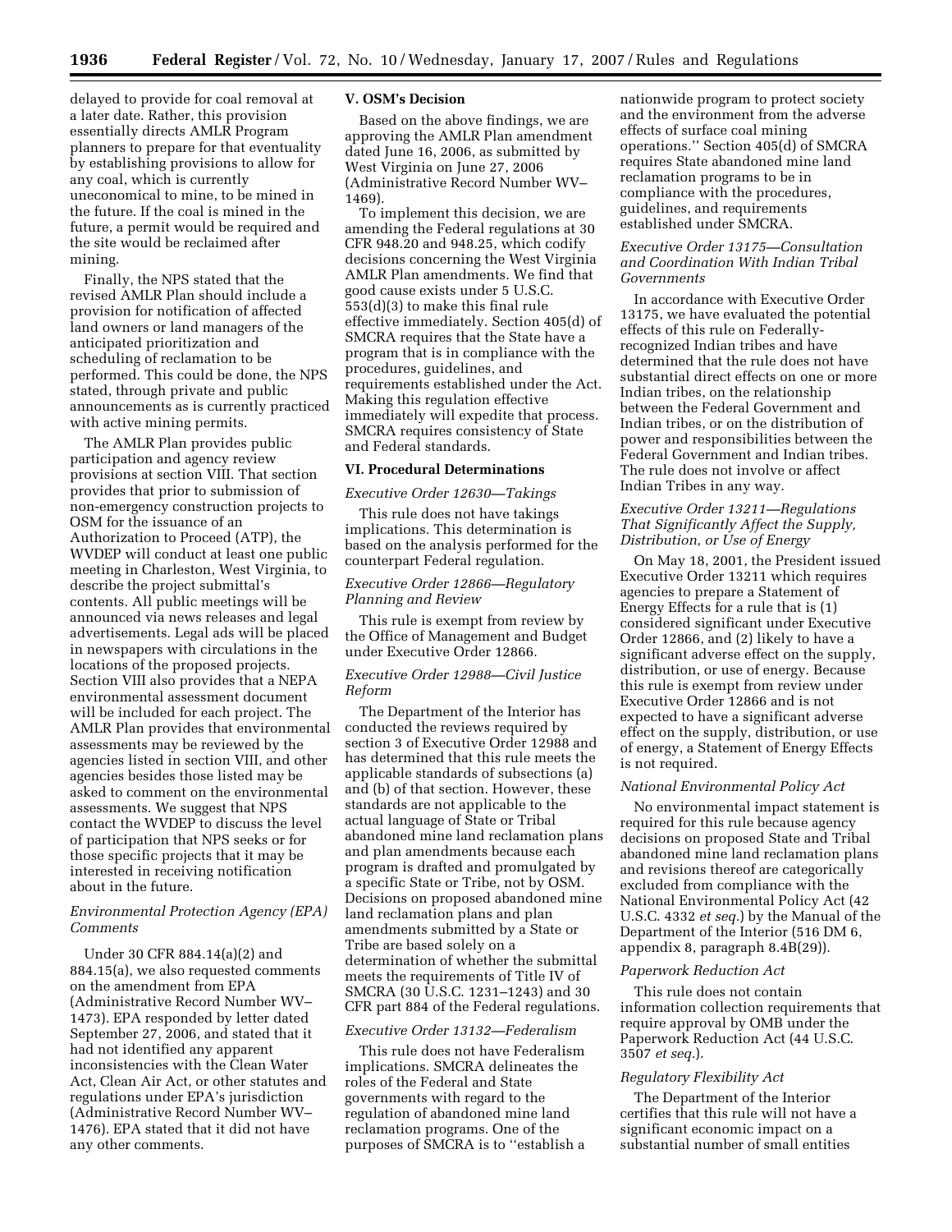delayed to provide for coal removal at a later date. Rather, this provision essentially directs AMLR Program planners to prepare for that eventuality by establishing provisions to allow for any coal, which is currently uneconomical to mine, to be mined in the future. If the coal is mined in the future, a permit would be required and the site would be reclaimed after mining.

Finally, the NPS stated that the revised AMLR Plan should include a provision for notification of affected land owners or land managers of the anticipated prioritization and scheduling of reclamation to be performed. This could be done, the NPS stated, through private and public announcements as is currently practiced with active mining permits.

The AMLR Plan provides public participation and agency review provisions at section VIII. That section provides that prior to submission of non-emergency construction projects to OSM for the issuance of an Authorization to Proceed (ATP), the WVDEP will conduct at least one public meeting in Charleston, West Virginia, to describe the project submittal's contents. All public meetings will be announced via news releases and legal advertisements. Legal ads will be placed in newspapers with circulations in the locations of the proposed projects. Section VIII also provides that a NEPA environmental assessment document will be included for each project. The AMLR Plan provides that environmental assessments may be reviewed by the agencies listed in section VIII, and other agencies besides those listed may be asked to comment on the environmental assessments. We suggest that NPS contact the WVDEP to discuss the level of participation that NPS seeks or for those specific projects that it may be interested in receiving notification about in the future.

*Environmental Protection Agency (EPA) Comments*

Under 30 CFR 884.14(a)(2) and 884.15(a), we also requested comments on the amendment from EPA (Administrative Record Number WV–1473). EPA responded by letter dated September 27, 2006, and stated that it had not identified any apparent inconsistencies with the Clean Water Act, Clean Air Act, or other statutes and regulations under EPA's jurisdiction (Administrative Record Number WV–1476). EPA stated that it did not have any other comments.

## V. OSM's Decision

Based on the above findings, we are approving the AMLR Plan amendment dated June 16, 2006, as submitted by West Virginia on June 27, 2006 (Administrative Record Number WV–1469).

To implement this decision, we are amending the Federal regulations at 30 CFR 948.20 and 948.25, which codify decisions concerning the West Virginia AMLR Plan amendments. We find that good cause exists under 5 U.S.C. 553(d)(3) to make this final rule effective immediately. Section 405(d) of SMCRA requires that the State have a program that is in compliance with the procedures, guidelines, and requirements established under the Act. Making this regulation effective immediately will expedite that process. SMCRA requires consistency of State and Federal standards.

## VI. Procedural Determinations

*Executive Order 12630—Takings*

This rule does not have takings implications. This determination is based on the analysis performed for the counterpart Federal regulation.

*Executive Order 12866—Regulatory Planning and Review*

This rule is exempt from review by the Office of Management and Budget under Executive Order 12866.

*Executive Order 12988—Civil Justice Reform*

The Department of the Interior has conducted the reviews required by section 3 of Executive Order 12988 and has determined that this rule meets the applicable standards of subsections (a) and (b) of that section. However, these standards are not applicable to the actual language of State or Tribal abandoned mine land reclamation plans and plan amendments because each program is drafted and promulgated by a specific State or Tribe, not by OSM. Decisions on proposed abandoned mine land reclamation plans and plan amendments submitted by a State or Tribe are based solely on a determination of whether the submittal meets the requirements of Title IV of SMCRA (30 U.S.C. 1231–1243) and 30 CFR part 884 of the Federal regulations.

*Executive Order 13132—Federalism*

This rule does not have Federalism implications. SMCRA delineates the roles of the Federal and State governments with regard to the regulation of abandoned mine land reclamation programs. One of the purposes of SMCRA is to "establish a nationwide program to protect society and the environment from the adverse effects of surface coal mining operations." Section 405(d) of SMCRA requires State abandoned mine land reclamation programs to be in compliance with the procedures, guidelines, and requirements established under SMCRA.

*Executive Order 13175—Consultation and Coordination With Indian Tribal Governments*

In accordance with Executive Order 13175, we have evaluated the potential effects of this rule on Federally-recognized Indian tribes and have determined that the rule does not have substantial direct effects on one or more Indian tribes, on the relationship between the Federal Government and Indian tribes, or on the distribution of power and responsibilities between the Federal Government and Indian tribes. The rule does not involve or affect Indian Tribes in any way.

*Executive Order 13211—Regulations That Significantly Affect the Supply, Distribution, or Use of Energy*

On May 18, 2001, the President issued Executive Order 13211 which requires agencies to prepare a Statement of Energy Effects for a rule that is (1) considered significant under Executive Order 12866, and (2) likely to have a significant adverse effect on the supply, distribution, or use of energy. Because this rule is exempt from review under Executive Order 12866 and is not expected to have a significant adverse effect on the supply, distribution, or use of energy, a Statement of Energy Effects is not required.

*National Environmental Policy Act*

No environmental impact statement is required for this rule because agency decisions on proposed State and Tribal abandoned mine land reclamation plans and revisions thereof are categorically excluded from compliance with the National Environmental Policy Act (42 U.S.C. 4332 *et seq.*) by the Manual of the Department of the Interior (516 DM 6, appendix 8, paragraph 8.4B(29)).

*Paperwork Reduction Act*

This rule does not contain information collection requirements that require approval by OMB under the Paperwork Reduction Act (44 U.S.C. 3507 *et seq.*).

*Regulatory Flexibility Act*

The Department of the Interior certifies that this rule will not have a significant economic impact on a substantial number of small entities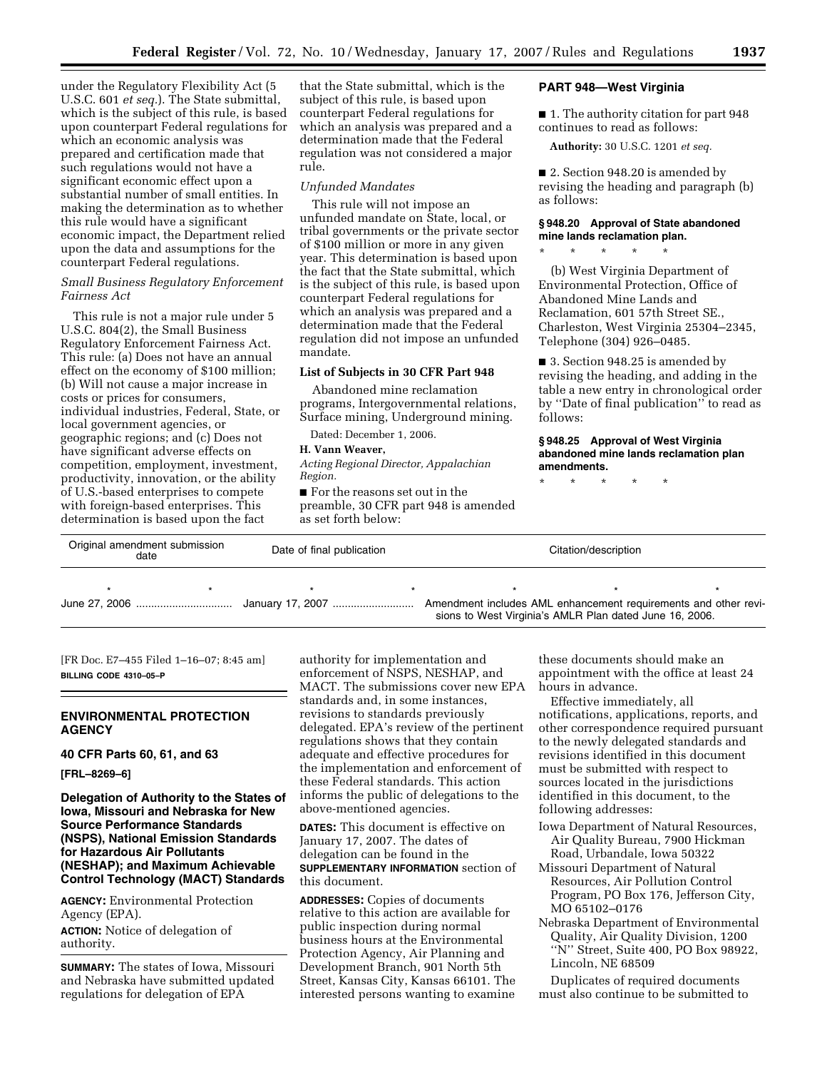under the Regulatory Flexibility Act (5 U.S.C. 601 *et seq.*). The State submittal, which is the subject of this rule, is based upon counterpart Federal regulations for which an economic analysis was prepared and certification made that such regulations would not have a significant economic effect upon a substantial number of small entities. In making the determination as to whether this rule would have a significant economic impact, the Department relied upon the data and assumptions for the counterpart Federal regulations.

*Small Business Regulatory Enforcement Fairness Act*

This rule is not a major rule under 5 U.S.C. 804(2), the Small Business Regulatory Enforcement Fairness Act. This rule: (a) Does not have an annual effect on the economy of $100 million; (b) Will not cause a major increase in costs or prices for consumers, individual industries, Federal, State, or local government agencies, or geographic regions; and (c) Does not have significant adverse effects on competition, employment, investment, productivity, innovation, or the ability of U.S.-based enterprises to compete with foreign-based enterprises. This determination is based upon the fact that the State submittal, which is the subject of this rule, is based upon counterpart Federal regulations for which an analysis was prepared and a determination made that the Federal regulation was not considered a major rule.

*Unfunded Mandates*

This rule will not impose an unfunded mandate on State, local, or tribal governments or the private sector of $100 million or more in any given year. This determination is based upon the fact that the State submittal, which is the subject of this rule, is based upon counterpart Federal regulations for which an analysis was prepared and a determination made that the Federal regulation did not impose an unfunded mandate.

**List of Subjects in 30 CFR Part 948**

Abandoned mine reclamation programs, Intergovernmental relations, Surface mining, Underground mining.

Dated: December 1, 2006.

**H. Vann Weaver,**

*Acting Regional Director, Appalachian Region.*

■ For the reasons set out in the preamble, 30 CFR part 948 is amended as set forth below:

**PART 948—West Virginia**

■ 1. The authority citation for part 948 continues to read as follows:

**Authority:** 30 U.S.C. 1201 *et seq.*

■ 2. Section 948.20 is amended by revising the heading and paragraph (b) as follows:

**§ 948.20 Approval of State abandoned mine lands reclamation plan.**

\* \* \* \* \*

(b) West Virginia Department of Environmental Protection, Office of Abandoned Mine Lands and Reclamation, 601 57th Street SE., Charleston, West Virginia 25304–2345, Telephone (304) 926–0485.

■ 3. Section 948.25 is amended by revising the heading, and adding in the table a new entry in chronological order by "Date of final publication" to read as follows:

**§ 948.25 Approval of West Virginia abandoned mine lands reclamation plan amendments.**

\* \* \* \* \*

| Original amendment submission date | Date of final publication | Citation/description |
|---|---|---|
| \* \* | \* \* | \* \* \* |
| June 27, 2006 | January 17, 2007 | Amendment includes AML enhancement requirements and other revisions to West Virginia's AMLR Plan dated June 16, 2006. |

[FR Doc. E7–455 Filed 1–16–07; 8:45 am]

**BILLING CODE 4310–05–P**

## ENVIRONMENTAL PROTECTION AGENCY

**40 CFR Parts 60, 61, and 63**

**[FRL–8269–6]**

### Delegation of Authority to the States of Iowa, Missouri and Nebraska for New Source Performance Standards (NSPS), National Emission Standards for Hazardous Air Pollutants (NESHAP); and Maximum Achievable Control Technology (MACT) Standards

**AGENCY:** Environmental Protection Agency (EPA).

**ACTION:** Notice of delegation of authority.

**SUMMARY:** The states of Iowa, Missouri and Nebraska have submitted updated regulations for delegation of EPA authority for implementation and enforcement of NSPS, NESHAP, and MACT. The submissions cover new EPA standards and, in some instances, revisions to standards previously delegated. EPA's review of the pertinent regulations shows that they contain adequate and effective procedures for the implementation and enforcement of these Federal standards. This action informs the public of delegations to the above-mentioned agencies.

**DATES:** This document is effective on January 17, 2007. The dates of delegation can be found in the **SUPPLEMENTARY INFORMATION** section of this document.

**ADDRESSES:** Copies of documents relative to this action are available for public inspection during normal business hours at the Environmental Protection Agency, Air Planning and Development Branch, 901 North 5th Street, Kansas City, Kansas 66101. The interested persons wanting to examine these documents should make an appointment with the office at least 24 hours in advance.

Effective immediately, all notifications, applications, reports, and other correspondence required pursuant to the newly delegated standards and revisions identified in this document must be submitted with respect to sources located in the jurisdictions identified in this document, to the following addresses:

Iowa Department of Natural Resources, Air Quality Bureau, 7900 Hickman Road, Urbandale, Iowa 50322

Missouri Department of Natural Resources, Air Pollution Control Program, PO Box 176, Jefferson City, MO 65102–0176

Nebraska Department of Environmental Quality, Air Quality Division, 1200 "N" Street, Suite 400, PO Box 98922, Lincoln, NE 68509

Duplicates of required documents must also continue to be submitted to